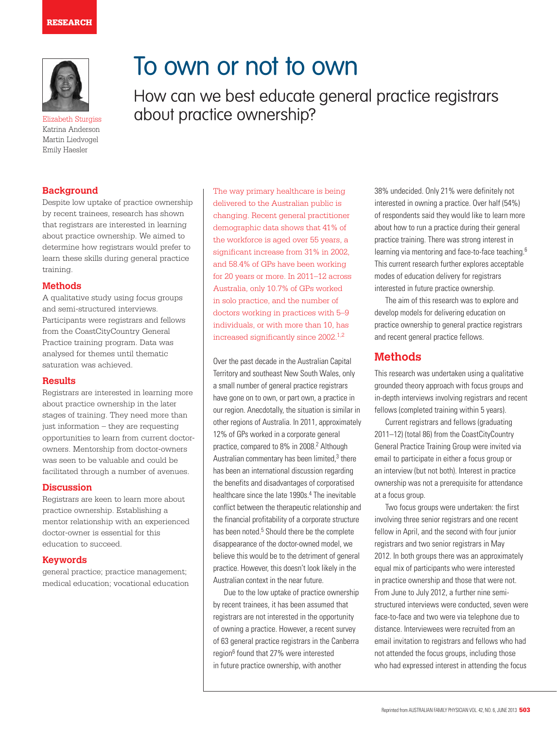RESEARCH

# To own or not to own

## How can we best educate general practice registrars about practice ownership?

Elizabeth Sturgiss
Katrina Anderson
Martin Liedvogel
Emily Haesler

### Background

Despite low uptake of practice ownership by recent trainees, research has shown that registrars are interested in learning about practice ownership. We aimed to determine how registrars would prefer to learn these skills during general practice training.

### Methods

A qualitative study using focus groups and semi-structured interviews. Participants were registrars and fellows from the CoastCityCountry General Practice training program. Data was analysed for themes until thematic saturation was achieved.

### Results

Registrars are interested in learning more about practice ownership in the later stages of training. They need more than just information – they are requesting opportunities to learn from current doctor-owners. Mentorship from doctor-owners was seen to be valuable and could be facilitated through a number of avenues.

### Discussion

Registrars are keen to learn more about practice ownership. Establishing a mentor relationship with an experienced doctor-owner is essential for this education to succeed.

### Keywords

general practice; practice management; medical education; vocational education

The way primary healthcare is being delivered to the Australian public is changing. Recent general practitioner demographic data shows that 41% of the workforce is aged over 55 years, a significant increase from 31% in 2002, and 58.4% of GPs have been working for 20 years or more. In 2011–12 across Australia, only 10.7% of GPs worked in solo practice, and the number of doctors working in practices with 5–9 individuals, or with more than 10, has increased significantly since 2002.[1,2]

Over the past decade in the Australian Capital Territory and southeast New South Wales, only a small number of general practice registrars have gone on to own, or part own, a practice in our region. Anecdotally, the situation is similar in other regions of Australia. In 2011, approximately 12% of GPs worked in a corporate general practice, compared to 8% in 2008.[2] Although Australian commentary has been limited,[3] there has been an international discussion regarding the benefits and disadvantages of corporatised healthcare since the late 1990s.[4] The inevitable conflict between the therapeutic relationship and the financial profitability of a corporate structure has been noted.[5] Should there be the complete disappearance of the doctor-owned model, we believe this would be to the detriment of general practice. However, this doesn't look likely in the Australian context in the near future.

Due to the low uptake of practice ownership by recent trainees, it has been assumed that registrars are not interested in the opportunity of owning a practice. However, a recent survey of 63 general practice registrars in the Canberra region[6] found that 27% were interested in future practice ownership, with another 38% undecided. Only 21% were definitely not interested in owning a practice. Over half (54%) of respondents said they would like to learn more about how to run a practice during their general practice training. There was strong interest in learning via mentoring and face-to-face teaching.[6] This current research further explores acceptable modes of education delivery for registrars interested in future practice ownership.

The aim of this research was to explore and develop models for delivering education on practice ownership to general practice registrars and recent general practice fellows.

## Methods

This research was undertaken using a qualitative grounded theory approach with focus groups and in-depth interviews involving registrars and recent fellows (completed training within 5 years).

Current registrars and fellows (graduating 2011–12) (total 86) from the CoastCityCountry General Practice Training Group were invited via email to participate in either a focus group or an interview (but not both). Interest in practice ownership was not a prerequisite for attendance at a focus group.

Two focus groups were undertaken: the first involving three senior registrars and one recent fellow in April, and the second with four junior registrars and two senior registrars in May 2012. In both groups there was an approximately equal mix of participants who were interested in practice ownership and those that were not. From June to July 2012, a further nine semi-structured interviews were conducted, seven were face-to-face and two were via telephone due to distance. Interviewees were recruited from an email invitation to registrars and fellows who had not attended the focus groups, including those who had expressed interest in attending the focus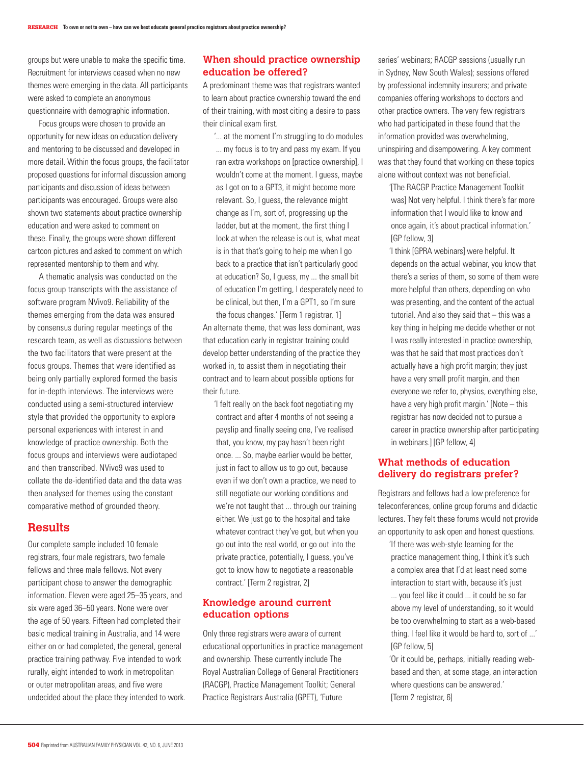groups but were unable to make the specific time. Recruitment for interviews ceased when no new themes were emerging in the data. All participants were asked to complete an anonymous questionnaire with demographic information.

Focus groups were chosen to provide an opportunity for new ideas on education delivery and mentoring to be discussed and developed in more detail. Within the focus groups, the facilitator proposed questions for informal discussion among participants and discussion of ideas between participants was encouraged. Groups were also shown two statements about practice ownership education and were asked to comment on these. Finally, the groups were shown different cartoon pictures and asked to comment on which represented mentorship to them and why.

A thematic analysis was conducted on the focus group transcripts with the assistance of software program NVivo9. Reliability of the themes emerging from the data was ensured by consensus during regular meetings of the research team, as well as discussions between the two facilitators that were present at the focus groups. Themes that were identified as being only partially explored formed the basis for in-depth interviews. The interviews were conducted using a semi-structured interview style that provided the opportunity to explore personal experiences with interest in and knowledge of practice ownership. Both the focus groups and interviews were audiotaped and then transcribed. NVivo9 was used to collate the de-identified data and the data was then analysed for themes using the constant comparative method of grounded theory.

## Results

Our complete sample included 10 female registrars, four male registrars, two female fellows and three male fellows. Not every participant chose to answer the demographic information. Eleven were aged 25–35 years, and six were aged 36–50 years. None were over the age of 50 years. Fifteen had completed their basic medical training in Australia, and 14 were either on or had completed, the general, general practice training pathway. Five intended to work rurally, eight intended to work in metropolitan or outer metropolitan areas, and five were undecided about the place they intended to work.

### When should practice ownership education be offered?

A predominant theme was that registrars wanted to learn about practice ownership toward the end of their training, with most citing a desire to pass their clinical exam first.

> '... at the moment I'm struggling to do modules ... my focus is to try and pass my exam. If you ran extra workshops on [practice ownership], I wouldn't come at the moment. I guess, maybe as I got on to a GPT3, it might become more relevant. So, I guess, the relevance might change as I'm, sort of, progressing up the ladder, but at the moment, the first thing I look at when the release is out is, what meat is in that that's going to help me when I go back to a practice that isn't particularly good at education? So, I guess, my ... the small bit of education I'm getting, I desperately need to be clinical, but then, I'm a GPT1, so I'm sure the focus changes.' [Term 1 registrar, 1]

An alternate theme, that was less dominant, was that education early in registrar training could develop better understanding of the practice they worked in, to assist them in negotiating their contract and to learn about possible options for their future.

> 'I felt really on the back foot negotiating my contract and after 4 months of not seeing a payslip and finally seeing one, I've realised that, you know, my pay hasn't been right once. ... So, maybe earlier would be better, just in fact to allow us to go out, because even if we don't own a practice, we need to still negotiate our working conditions and we're not taught that ... through our training either. We just go to the hospital and take whatever contract they've got, but when you go out into the real world, or go out into the private practice, potentially, I guess, you've got to know how to negotiate a reasonable contract.' [Term 2 registrar, 2]

### Knowledge around current education options

Only three registrars were aware of current educational opportunities in practice management and ownership. These currently include The Royal Australian College of General Practitioners (RACGP), Practice Management Toolkit; General Practice Registrars Australia (GPET), 'Future series' webinars; RACGP sessions (usually run in Sydney, New South Wales); sessions offered by professional indemnity insurers; and private companies offering workshops to doctors and other practice owners. The very few registrars who had participated in these found that the information provided was overwhelming, uninspiring and disempowering. A key comment was that they found that working on these topics alone without context was not beneficial.

> '[The RACGP Practice Management Toolkit was] Not very helpful. I think there's far more information that I would like to know and once again, it's about practical information.' [GP fellow, 3]

> 'I think [GPRA webinars] were helpful. It depends on the actual webinar, you know that there's a series of them, so some of them were more helpful than others, depending on who was presenting, and the content of the actual tutorial. And also they said that – this was a key thing in helping me decide whether or not I was really interested in practice ownership, was that he said that most practices don't actually have a high profit margin; they just have a very small profit margin, and then everyone we refer to, physios, everything else, have a very high profit margin.' [Note – this registrar has now decided not to pursue a career in practice ownership after participating in webinars.] [GP fellow, 4]

### What methods of education delivery do registrars prefer?

Registrars and fellows had a low preference for teleconferences, online group forums and didactic lectures. They felt these forums would not provide an opportunity to ask open and honest questions.

> 'If there was web-style learning for the practice management thing, I think it's such a complex area that I'd at least need some interaction to start with, because it's just ... you feel like it could ... it could be so far above my level of understanding, so it would be too overwhelming to start as a web-based thing. I feel like it would be hard to, sort of ...' [GP fellow, 5]

> 'Or it could be, perhaps, initially reading web-based and then, at some stage, an interaction where questions can be answered.' [Term 2 registrar, 6]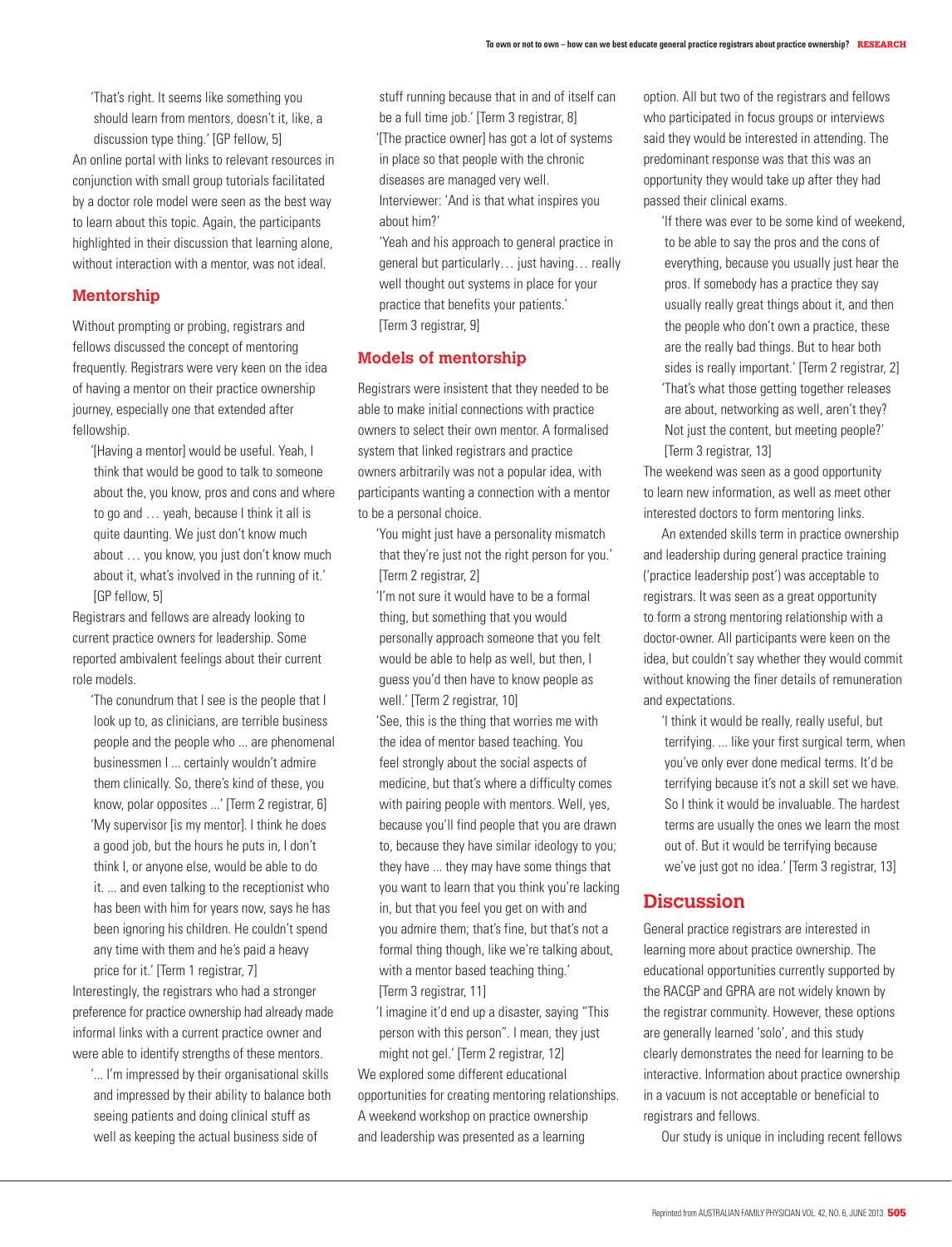'That's right. It seems like something you should learn from mentors, doesn't it, like, a discussion type thing.' [GP fellow, 5]

An online portal with links to relevant resources in conjunction with small group tutorials facilitated by a doctor role model were seen as the best way to learn about this topic. Again, the participants highlighted in their discussion that learning alone, without interaction with a mentor, was not ideal.

## Mentorship

Without prompting or probing, registrars and fellows discussed the concept of mentoring frequently. Registrars were very keen on the idea of having a mentor on their practice ownership journey, especially one that extended after fellowship.

'[Having a mentor] would be useful. Yeah, I think that would be good to talk to someone about the, you know, pros and cons and where to go and … yeah, because I think it all is quite daunting. We just don't know much about … you know, you just don't know much about it, what's involved in the running of it.' [GP fellow, 5]

Registrars and fellows are already looking to current practice owners for leadership. Some reported ambivalent feelings about their current role models.

'The conundrum that I see is the people that I look up to, as clinicians, are terrible business people and the people who ... are phenomenal businessmen I ... certainly wouldn't admire them clinically. So, there's kind of these, you know, polar opposites ...' [Term 2 registrar, 6]

'My supervisor [is my mentor]. I think he does a good job, but the hours he puts in, I don't think I, or anyone else, would be able to do it. ... and even talking to the receptionist who has been with him for years now, says he has been ignoring his children. He couldn't spend any time with them and he's paid a heavy price for it.' [Term 1 registrar, 7]

Interestingly, the registrars who had a stronger preference for practice ownership had already made informal links with a current practice owner and were able to identify strengths of these mentors.

'... I'm impressed by their organisational skills and impressed by their ability to balance both seeing patients and doing clinical stuff as well as keeping the actual business side of stuff running because that in and of itself can be a full time job.' [Term 3 registrar, 8]

'[The practice owner] has got a lot of systems in place so that people with the chronic diseases are managed very well.

Interviewer: 'And is that what inspires you about him?'

'Yeah and his approach to general practice in general but particularly… just having… really well thought out systems in place for your practice that benefits your patients.' [Term 3 registrar, 9]

## Models of mentorship

Registrars were insistent that they needed to be able to make initial connections with practice owners to select their own mentor. A formalised system that linked registrars and practice owners arbitrarily was not a popular idea, with participants wanting a connection with a mentor to be a personal choice.

'You might just have a personality mismatch that they're just not the right person for you.' [Term 2 registrar, 2]

'I'm not sure it would have to be a formal thing, but something that you would personally approach someone that you felt would be able to help as well, but then, I guess you'd then have to know people as well.' [Term 2 registrar, 10]

'See, this is the thing that worries me with the idea of mentor based teaching. You feel strongly about the social aspects of medicine, but that's where a difficulty comes with pairing people with mentors. Well, yes, because you'll find people that you are drawn to, because they have similar ideology to you; they have ... they may have some things that you want to learn that you think you're lacking in, but that you feel you get on with and you admire them; that's fine, but that's not a formal thing though, like we're talking about, with a mentor based teaching thing.' [Term 3 registrar, 11]

'I imagine it'd end up a disaster, saying "This person with this person". I mean, they just might not gel.' [Term 2 registrar, 12]

We explored some different educational opportunities for creating mentoring relationships. A weekend workshop on practice ownership and leadership was presented as a learning option. All but two of the registrars and fellows who participated in focus groups or interviews said they would be interested in attending. The predominant response was that this was an opportunity they would take up after they had passed their clinical exams.

'If there was ever to be some kind of weekend, to be able to say the pros and the cons of everything, because you usually just hear the pros. If somebody has a practice they say usually really great things about it, and then the people who don't own a practice, these are the really bad things. But to hear both sides is really important.' [Term 2 registrar, 2]

'That's what those getting together releases are about, networking as well, aren't they? Not just the content, but meeting people?' [Term 3 registrar, 13]

The weekend was seen as a good opportunity to learn new information, as well as meet other interested doctors to form mentoring links.

An extended skills term in practice ownership and leadership during general practice training ('practice leadership post') was acceptable to registrars. It was seen as a great opportunity to form a strong mentoring relationship with a doctor-owner. All participants were keen on the idea, but couldn't say whether they would commit without knowing the finer details of remuneration and expectations.

'I think it would be really, really useful, but terrifying. ... like your first surgical term, when you've only ever done medical terms. It'd be terrifying because it's not a skill set we have. So I think it would be invaluable. The hardest terms are usually the ones we learn the most out of. But it would be terrifying because we've just got no idea.' [Term 3 registrar, 13]

# Discussion

General practice registrars are interested in learning more about practice ownership. The educational opportunities currently supported by the RACGP and GPRA are not widely known by the registrar community. However, these options are generally learned 'solo', and this study clearly demonstrates the need for learning to be interactive. Information about practice ownership in a vacuum is not acceptable or beneficial to registrars and fellows.

Our study is unique in including recent fellows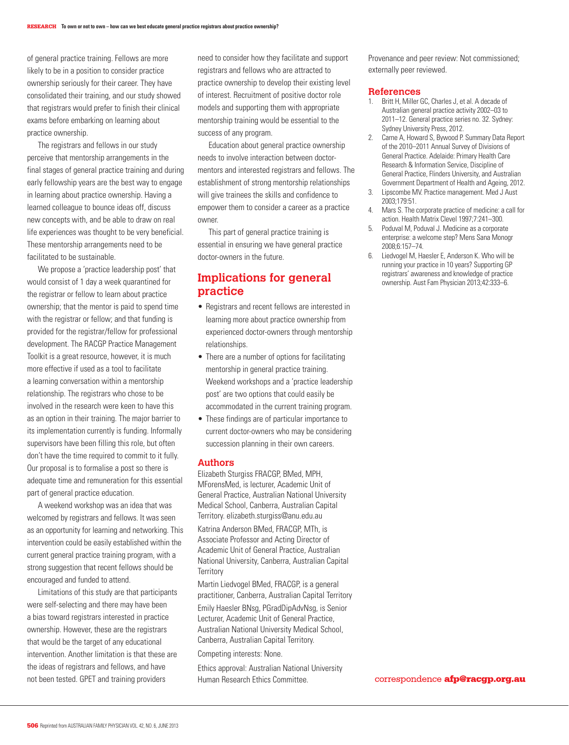of general practice training. Fellows are more likely to be in a position to consider practice ownership seriously for their career. They have consolidated their training, and our study showed that registrars would prefer to finish their clinical exams before embarking on learning about practice ownership.

The registrars and fellows in our study perceive that mentorship arrangements in the final stages of general practice training and during early fellowship years are the best way to engage in learning about practice ownership. Having a learned colleague to bounce ideas off, discuss new concepts with, and be able to draw on real life experiences was thought to be very beneficial. These mentorship arrangements need to be facilitated to be sustainable.

We propose a 'practice leadership post' that would consist of 1 day a week quarantined for the registrar or fellow to learn about practice ownership; that the mentor is paid to spend time with the registrar or fellow; and that funding is provided for the registrar/fellow for professional development. The RACGP Practice Management Toolkit is a great resource, however, it is much more effective if used as a tool to facilitate a learning conversation within a mentorship relationship. The registrars who chose to be involved in the research were keen to have this as an option in their training. The major barrier to its implementation currently is funding. Informally supervisors have been filling this role, but often don't have the time required to commit to it fully. Our proposal is to formalise a post so there is adequate time and remuneration for this essential part of general practice education.

A weekend workshop was an idea that was welcomed by registrars and fellows. It was seen as an opportunity for learning and networking. This intervention could be easily established within the current general practice training program, with a strong suggestion that recent fellows should be encouraged and funded to attend.

Limitations of this study are that participants were self-selecting and there may have been a bias toward registrars interested in practice ownership. However, these are the registrars that would be the target of any educational intervention. Another limitation is that these are the ideas of registrars and fellows, and have not been tested. GPET and training providers need to consider how they facilitate and support registrars and fellows who are attracted to practice ownership to develop their existing level of interest. Recruitment of positive doctor role models and supporting them with appropriate mentorship training would be essential to the success of any program.

Education about general practice ownership needs to involve interaction between doctor-mentors and interested registrars and fellows. The establishment of strong mentorship relationships will give trainees the skills and confidence to empower them to consider a career as a practice owner.

This part of general practice training is essential in ensuring we have general practice doctor-owners in the future.

## Implications for general practice

- Registrars and recent fellows are interested in learning more about practice ownership from experienced doctor-owners through mentorship relationships.
- There are a number of options for facilitating mentorship in general practice training. Weekend workshops and a 'practice leadership post' are two options that could easily be accommodated in the current training program.
- These findings are of particular importance to current doctor-owners who may be considering succession planning in their own careers.

### Authors

Elizabeth Sturgiss FRACGP, BMed, MPH, MForensMed, is lecturer, Academic Unit of General Practice, Australian National University Medical School, Canberra, Australian Capital Territory. elizabeth.sturgiss@anu.edu.au

Katrina Anderson BMed, FRACGP, MTh, is Associate Professor and Acting Director of Academic Unit of General Practice, Australian National University, Canberra, Australian Capital Territory

Martin Liedvogel BMed, FRACGP, is a general practitioner, Canberra, Australian Capital Territory

Emily Haesler BNsg, PGradDipAdvNsg, is Senior Lecturer, Academic Unit of General Practice, Australian National University Medical School, Canberra, Australian Capital Territory.

Competing interests: None.

Ethics approval: Australian National University Human Research Ethics Committee.

Provenance and peer review: Not commissioned; externally peer reviewed.

### References

1. Britt H, Miller GC, Charles J, et al. A decade of Australian general practice activity 2002–03 to 2011–12. General practice series no. 32. Sydney: Sydney University Press, 2012.
2. Carne A, Howard S, Bywood P. Summary Data Report of the 2010–2011 Annual Survey of Divisions of General Practice. Adelaide: Primary Health Care Research & Information Service, Discipline of General Practice, Flinders University, and Australian Government Department of Health and Ageing, 2012.
3. Lipscombe MV. Practice management. Med J Aust 2003;179:51.
4. Mars S. The corporate practice of medicine: a call for action. Health Matrix Clevel 1997;7:241–300.
5. Poduval M, Poduval J. Medicine as a corporate enterprise: a welcome step? Mens Sana Monogr 2008;6:157–74.
6. Liedvogel M, Haesler E, Anderson K. Who will be running your practice in 10 years? Supporting GP registrars' awareness and knowledge of practice ownership. Aust Fam Physician 2013;42:333–6.

correspondence **afp@racgp.org.au**